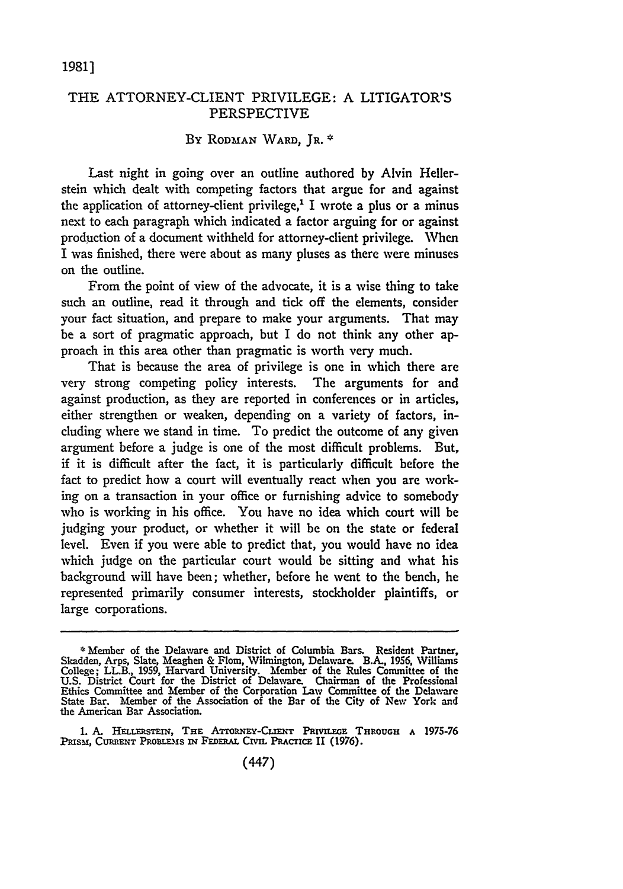# THE ATTORNEY-CLIENT PRIVILEGE: A LITIGATOR'S PERSPECTIVE

By Rodman Ward, Jr. *

Last night in going over an outline authored by Alvin Hellerstein which dealt with competing factors that argue for and against the application of attorney-client privilege,[1] I wrote a plus or a minus next to each paragraph which indicated a factor arguing for or against production of a document withheld for attorney-client privilege. When I was finished, there were about as many pluses as there were minuses on the outline.

From the point of view of the advocate, it is a wise thing to take such an outline, read it through and tick off the elements, consider your fact situation, and prepare to make your arguments. That may be a sort of pragmatic approach, but I do not think any other approach in this area other than pragmatic is worth very much.

That is because the area of privilege is one in which there are very strong competing policy interests. The arguments for and against production, as they are reported in conferences or in articles, either strengthen or weaken, depending on a variety of factors, including where we stand in time. To predict the outcome of any given argument before a judge is one of the most difficult problems. But, if it is difficult after the fact, it is particularly difficult before the fact to predict how a court will eventually react when you are working on a transaction in your office or furnishing advice to somebody who is working in his office. You have no idea which court will be judging your product, or whether it will be on the state or federal level. Even if you were able to predict that, you would have no idea which judge on the particular court would be sitting and what his background will have been; whether, before he went to the bench, he represented primarily consumer interests, stockholder plaintiffs, or large corporations.

---

\* Member of the Delaware and District of Columbia Bars. Resident Partner, Skadden, Arps, Slate, Meaghen & Flom, Wilmington, Delaware. B.A., 1956, Williams College; LL.B., 1959, Harvard University. Member of the Rules Committee of the U.S. District Court for the District of Delaware. Chairman of the Professional Ethics Committee and Member of the Corporation Law Committee of the Delaware State Bar. Member of the Association of the Bar of the City of New York and the American Bar Association.

1. A. Hellerstein, The Attorney-Client Privilege Through a 1975-76 Prism, Current Problems in Federal Civil Practice II (1976).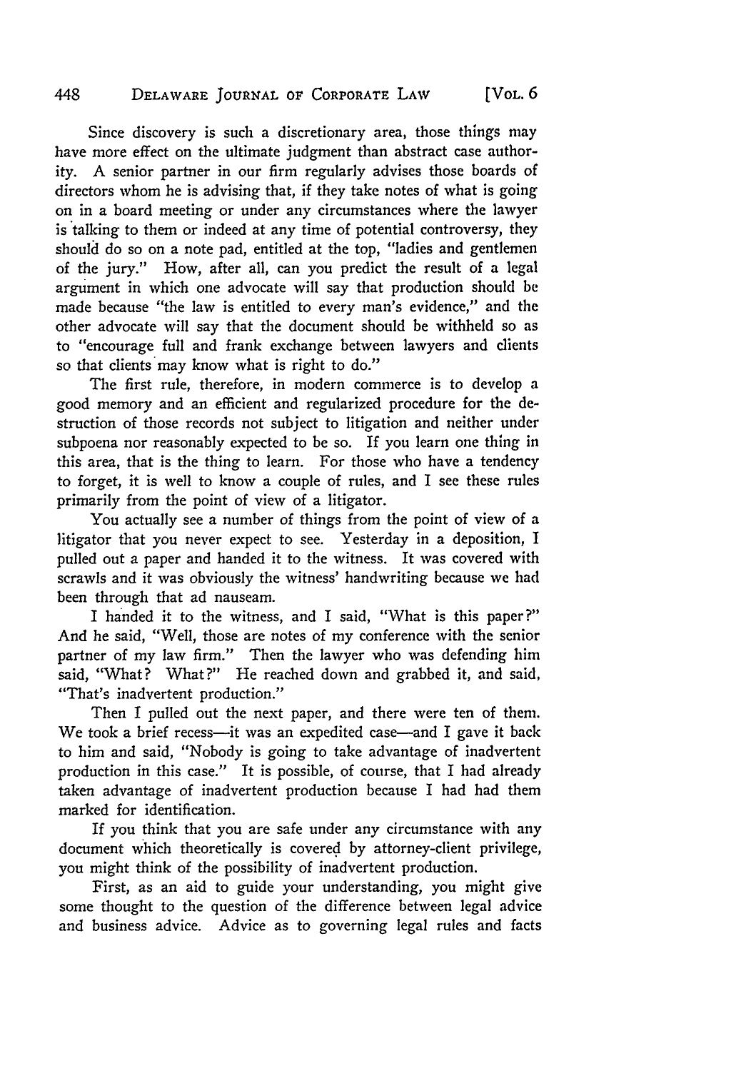Since discovery is such a discretionary area, those things may have more effect on the ultimate judgment than abstract case authority. A senior partner in our firm regularly advises those boards of directors whom he is advising that, if they take notes of what is going on in a board meeting or under any circumstances where the lawyer is talking to them or indeed at any time of potential controversy, they should do so on a note pad, entitled at the top, "ladies and gentlemen of the jury." How, after all, can you predict the result of a legal argument in which one advocate will say that production should be made because "the law is entitled to every man's evidence," and the other advocate will say that the document should be withheld so as to "encourage full and frank exchange between lawyers and clients so that clients may know what is right to do."

The first rule, therefore, in modern commerce is to develop a good memory and an efficient and regularized procedure for the destruction of those records not subject to litigation and neither under subpoena nor reasonably expected to be so. If you learn one thing in this area, that is the thing to learn. For those who have a tendency to forget, it is well to know a couple of rules, and I see these rules primarily from the point of view of a litigator.

You actually see a number of things from the point of view of a litigator that you never expect to see. Yesterday in a deposition, I pulled out a paper and handed it to the witness. It was covered with scrawls and it was obviously the witness' handwriting because we had been through that ad nauseam.

I handed it to the witness, and I said, "What is this paper?" And he said, "Well, those are notes of my conference with the senior partner of my law firm." Then the lawyer who was defending him said, "What? What?" He reached down and grabbed it, and said, "That's inadvertent production."

Then I pulled out the next paper, and there were ten of them. We took a brief recess—it was an expedited case—and I gave it back to him and said, "Nobody is going to take advantage of inadvertent production in this case." It is possible, of course, that I had already taken advantage of inadvertent production because I had had them marked for identification.

If you think that you are safe under any circumstance with any document which theoretically is covered by attorney-client privilege, you might think of the possibility of inadvertent production.

First, as an aid to guide your understanding, you might give some thought to the question of the difference between legal advice and business advice. Advice as to governing legal rules and facts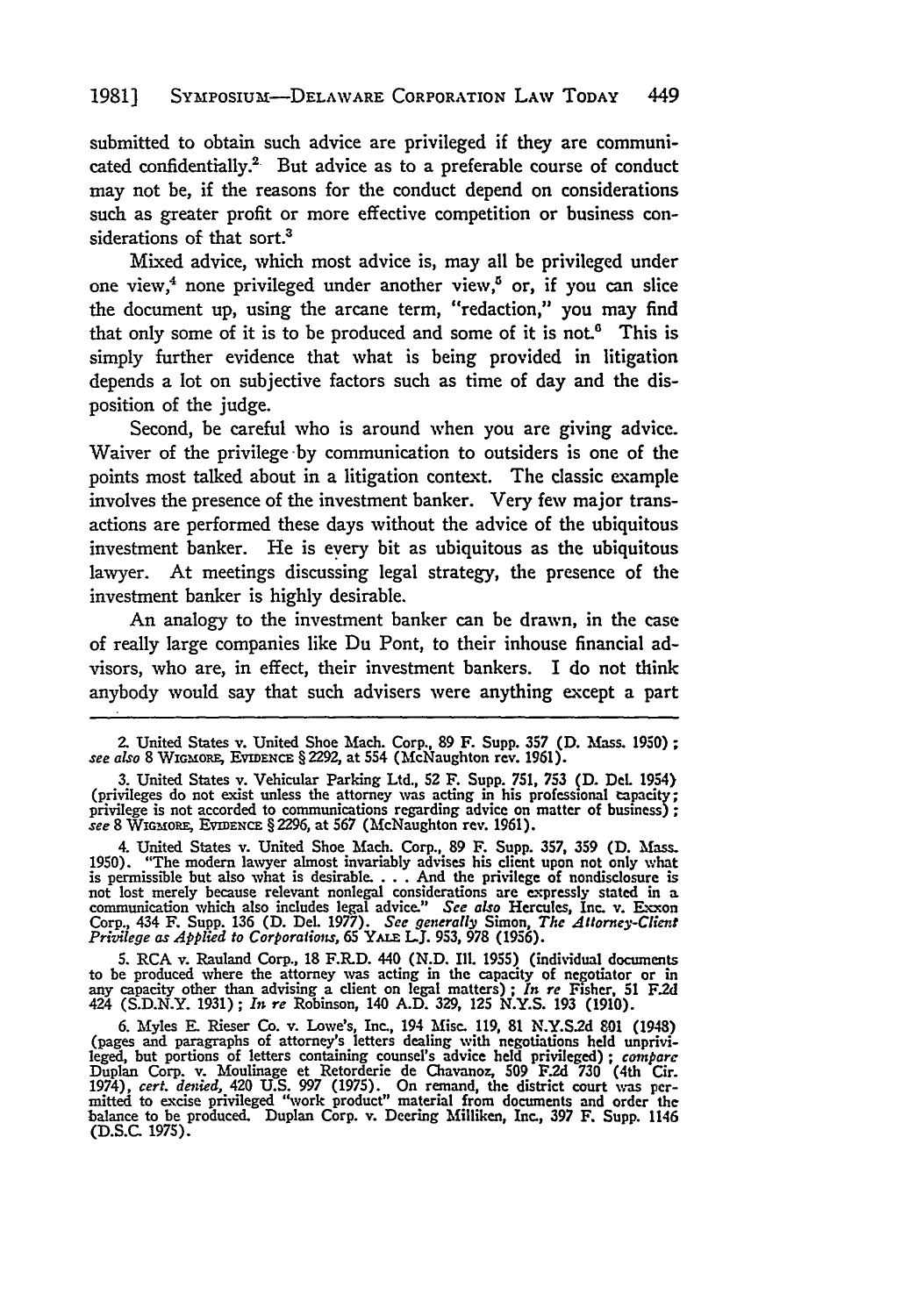submitted to obtain such advice are privileged if they are communicated confidentially.[2] But advice as to a preferable course of conduct may not be, if the reasons for the conduct depend on considerations such as greater profit or more effective competition or business considerations of that sort.[3]

Mixed advice, which most advice is, may all be privileged under one view,[4] none privileged under another view,[5] or, if you can slice the document up, using the arcane term, "redaction," you may find that only some of it is to be produced and some of it is not.[6] This is simply further evidence that what is being provided in litigation depends a lot on subjective factors such as time of day and the disposition of the judge.

Second, be careful who is around when you are giving advice. Waiver of the privilege by communication to outsiders is one of the points most talked about in a litigation context. The classic example involves the presence of the investment banker. Very few major transactions are performed these days without the advice of the ubiquitous investment banker. He is every bit as ubiquitous as the ubiquitous lawyer. At meetings discussing legal strategy, the presence of the investment banker is highly desirable.

An analogy to the investment banker can be drawn, in the case of really large companies like Du Pont, to their inhouse financial advisors, who are, in effect, their investment bankers. I do not think anybody would say that such advisers were anything except a part

---

2. United States v. United Shoe Mach. Corp., 89 F. Supp. 357 (D. Mass. 1950); *see also* 8 Wigmore, Evidence § 2292, at 554 (McNaughton rev. 1961).

3. United States v. Vehicular Parking Ltd., 52 F. Supp. 751, 753 (D. Del. 1954) (privileges do not exist unless the attorney was acting in his professional capacity; privilege is not accorded to communications regarding advice on matter of business); *see* 8 Wigmore, Evidence § 2296, at 567 (McNaughton rev. 1961).

4. United States v. United Shoe Mach. Corp., 89 F. Supp. 357, 359 (D. Mass. 1950). "The modern lawyer almost invariably advises his client upon not only what is permissible but also what is desirable. . . . And the privilege of nondisclosure is not lost merely because relevant nonlegal considerations are expressly stated in a communication which also includes legal advice." *See also* Hercules, Inc. v. Exxon Corp., 434 F. Supp. 136 (D. Del. 1977). *See generally* Simon, *The Attorney-Client Privilege as Applied to Corporations*, 65 Yale L.J. 953, 978 (1956).

5. RCA v. Rauland Corp., 18 F.R.D. 440 (N.D. Ill. 1955) (individual documents to be produced where the attorney was acting in the capacity of negotiator or in any capacity other than advising a client on legal matters); *In re* Fisher, 51 F.2d 424 (S.D.N.Y. 1931); *In re* Robinson, 140 A.D. 329, 125 N.Y.S. 193 (1910).

6. Myles E. Rieser Co. v. Lowe's, Inc., 194 Misc. 119, 81 N.Y.S.2d 801 (1948) (pages and paragraphs of attorney's letters dealing with negotiations held unprivileged, but portions of letters containing counsel's advice held privileged); *compare* Duplan Corp. v. Moulinage et Retorderie de Chavanoz, 509 F.2d 730 (4th Cir. 1974), *cert. denied*, 420 U.S. 997 (1975). On remand, the district court was permitted to excise privileged "work product" material from documents and order the balance to be produced. Duplan Corp. v. Deering Milliken, Inc., 397 F. Supp. 1146 (D.S.C. 1975).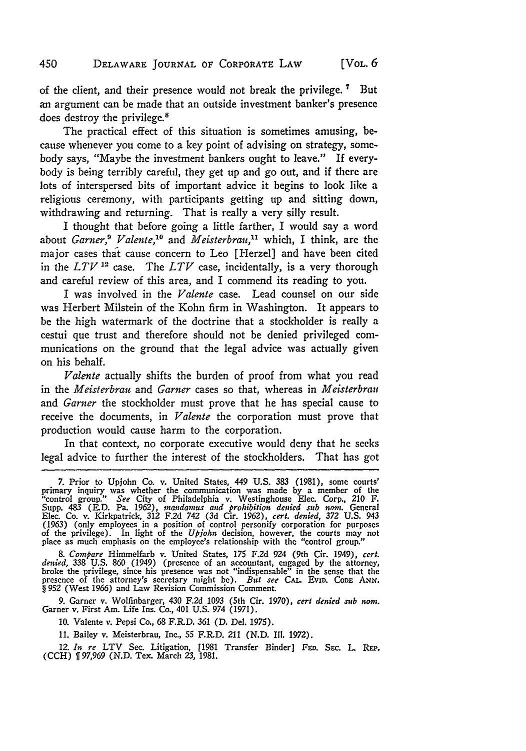of the client, and their presence would not break the privilege.[7] But an argument can be made that an outside investment banker's presence does destroy the privilege.[8]

The practical effect of this situation is sometimes amusing, because whenever you come to a key point of advising on strategy, somebody says, "Maybe the investment bankers ought to leave." If everybody is being terribly careful, they get up and go out, and if there are lots of interspersed bits of important advice it begins to look like a religious ceremony, with participants getting up and sitting down, withdrawing and returning. That is really a very silly result.

I thought that before going a little farther, I would say a word about *Garner*,[9] *Valente*,[10] and *Meisterbrau*,[11] which, I think, are the major cases that cause concern to Leo [Herzel] and have been cited in the *LTV*[12] case. The *LTV* case, incidentally, is a very thorough and careful review of this area, and I commend its reading to you.

I was involved in the *Valente* case. Lead counsel on our side was Herbert Milstein of the Kohn firm in Washington. It appears to be the high watermark of the doctrine that a stockholder is really a cestui que trust and therefore should not be denied privileged communications on the ground that the legal advice was actually given on his behalf.

*Valente* actually shifts the burden of proof from what you read in the *Meisterbrau* and *Garner* cases so that, whereas in *Meisterbrau* and *Garner* the stockholder must prove that he has special cause to receive the documents, in *Valente* the corporation must prove that production would cause harm to the corporation.

In that context, no corporate executive would deny that he seeks legal advice to further the interest of the stockholders. That has got

---

7. Prior to Upjohn Co. v. United States, 449 U.S. 383 (1981), some courts' primary inquiry was whether the communication was made by a member of the "control group." *See* City of Philadelphia v. Westinghouse Elec. Corp., 210 F. Supp. 483 (E.D. Pa. 1962), *mandamus and prohibition denied sub nom.* General Elec. Co. v. Kirkpatrick, 312 F.2d 742 (3d Cir. 1962), *cert. denied*, 372 U.S. 943 (1963) (only employees in a position of control personify corporation for purposes of the privilege). In light of the *Upjohn* decision, however, the courts may not place as much emphasis on the employee's relationship with the "control group."

8. *Compare* Himmelfarb v. United States, 175 F.2d 924 (9th Cir. 1949), *cert. denied*, 338 U.S. 860 (1949) (presence of an accountant, engaged by the attorney, broke the privilege, since his presence was not "indispensable" in the sense that the presence of the attorney's secretary might be). *But see* CAL. EVID. CODE ANN. § 952 (West 1966) and Law Revision Commission Comment.

9. Garner v. Wolfinbarger, 430 F.2d 1093 (5th Cir. 1970), *cert denied sub nom.* Garner v. First Am. Life Ins. Co., 401 U.S. 974 (1971).

10. Valente v. Pepsi Co., 68 F.R.D. 361 (D. Del. 1975).

11. Bailey v. Meisterbrau, Inc., 55 F.R.D. 211 (N.D. Ill. 1972).

12. *In re* LTV Sec. Litigation, [1981 Transfer Binder] FED. SEC. L. REP. (CCH) ¶ 97,969 (N.D. Tex. March 23, 1981.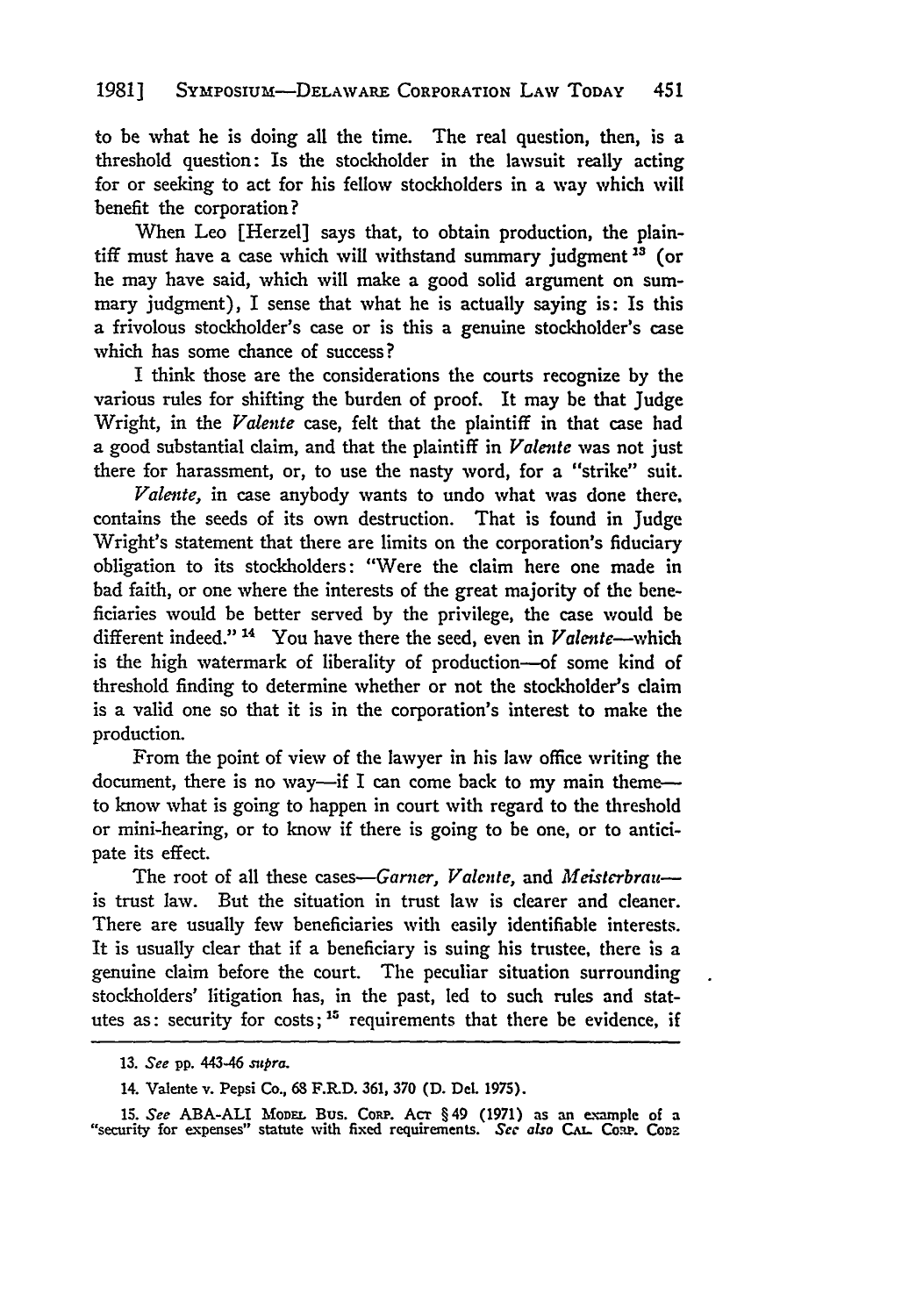to be what he is doing all the time. The real question, then, is a threshold question: Is the stockholder in the lawsuit really acting for or seeking to act for his fellow stockholders in a way which will benefit the corporation?

When Leo [Herzel] says that, to obtain production, the plaintiff must have a case which will withstand summary judgment [13] (or he may have said, which will make a good solid argument on summary judgment), I sense that what he is actually saying is: Is this a frivolous stockholder's case or is this a genuine stockholder's case which has some chance of success?

I think those are the considerations the courts recognize by the various rules for shifting the burden of proof. It may be that Judge Wright, in the *Valente* case, felt that the plaintiff in that case had a good substantial claim, and that the plaintiff in *Valente* was not just there for harassment, or, to use the nasty word, for a "strike" suit.

*Valente,* in case anybody wants to undo what was done there, contains the seeds of its own destruction. That is found in Judge Wright's statement that there are limits on the corporation's fiduciary obligation to its stockholders: "Were the claim here one made in bad faith, or one where the interests of the great majority of the beneficiaries would be better served by the privilege, the case would be different indeed." [14] You have there the seed, even in *Valente*—which is the high watermark of liberality of production—of some kind of threshold finding to determine whether or not the stockholder's claim is a valid one so that it is in the corporation's interest to make the production.

From the point of view of the lawyer in his law office writing the document, there is no way—if I can come back to my main theme—to know what is going to happen in court with regard to the threshold or mini-hearing, or to know if there is going to be one, or to anticipate its effect.

The root of all these cases—*Garner, Valente,* and *Meisterbrau*—is trust law. But the situation in trust law is clearer and cleaner. There are usually few beneficiaries with easily identifiable interests. It is usually clear that if a beneficiary is suing his trustee, there is a genuine claim before the court. The peculiar situation surrounding stockholders' litigation has, in the past, led to such rules and statutes as: security for costs; [15] requirements that there be evidence, if

---

13. *See* pp. 443-46 *supra.*

14. Valente v. Pepsi Co., 68 F.R.D. 361, 370 (D. Del. 1975).

15. *See* ABA-ALI Model Bus. Corp. Act § 49 (1971) as an example of a "security for expenses" statute with fixed requirements. *See also* Cal. Corp. Code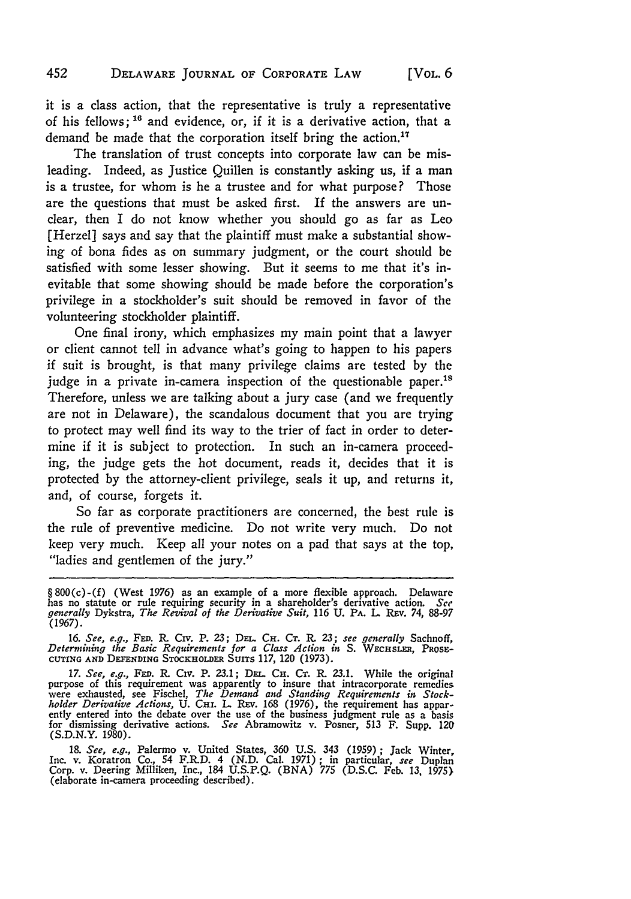it is a class action, that the representative is truly a representative of his fellows;[16] and evidence, or, if it is a derivative action, that a demand be made that the corporation itself bring the action.[17]

The translation of trust concepts into corporate law can be misleading. Indeed, as Justice Quillen is constantly asking us, if a man is a trustee, for whom is he a trustee and for what purpose? Those are the questions that must be asked first. If the answers are unclear, then I do not know whether you should go as far as Leo [Herzel] says and say that the plaintiff must make a substantial showing of bona fides as on summary judgment, or the court should be satisfied with some lesser showing. But it seems to me that it's inevitable that some showing should be made before the corporation's privilege in a stockholder's suit should be removed in favor of the volunteering stockholder plaintiff.

One final irony, which emphasizes my main point that a lawyer or client cannot tell in advance what's going to happen to his papers if suit is brought, is that many privilege claims are tested by the judge in a private in-camera inspection of the questionable paper.[18] Therefore, unless we are talking about a jury case (and we frequently are not in Delaware), the scandalous document that you are trying to protect may well find its way to the trier of fact in order to determine if it is subject to protection. In such an in-camera proceeding, the judge gets the hot document, reads it, decides that it is protected by the attorney-client privilege, seals it up, and returns it, and, of course, forgets it.

So far as corporate practitioners are concerned, the best rule is the rule of preventive medicine. Do not write very much. Do not keep very much. Keep all your notes on a pad that says at the top, "ladies and gentlemen of the jury."

---

§ 800(c)-(f) (West 1976) as an example of a more flexible approach. Delaware has no statute or rule requiring security in a shareholder's derivative action. *See generally* Dykstra, *The Revival of the Derivative Suit*, 116 U. PA. L. REV. 74, 88-97 (1967).

16. *See, e.g.*, FED. R. CIV. P. 23; DEL. CH. CT. R. 23; *see generally* Sachnoff, *Determining the Basic Requirements for a Class Action in* S. WECHSLER, PROSECUTING AND DEFENDING STOCKHOLDER SUITS 117, 120 (1973).

17. *See, e.g.*, FED. R. CIV. P. 23.1; DEL. CH. CT. R. 23.1. While the original purpose of this requirement was apparently to insure that intracorporate remedies were exhausted, see Fischel, *The Demand and Standing Requirements in Stockholder Derivative Actions*, U. CHI. L. REV. 168 (1976), the requirement has apparently entered into the debate over the use of the business judgment rule as a basis for dismissing derivative actions. *See* Abramowitz v. Posner, 513 F. Supp. 120 (S.D.N.Y. 1980).

18. *See, e.g.*, Palermo v. United States, 360 U.S. 343 (1959); Jack Winter, Inc. v. Koratron Co., 54 F.R.D. 4 (N.D. Cal. 1971); in particular, *see* Duplan Corp. v. Deering Milliken, Inc., 184 U.S.P.Q. (BNA) 775 (D.S.C. Feb. 13, 1975) (elaborate in-camera proceeding described).